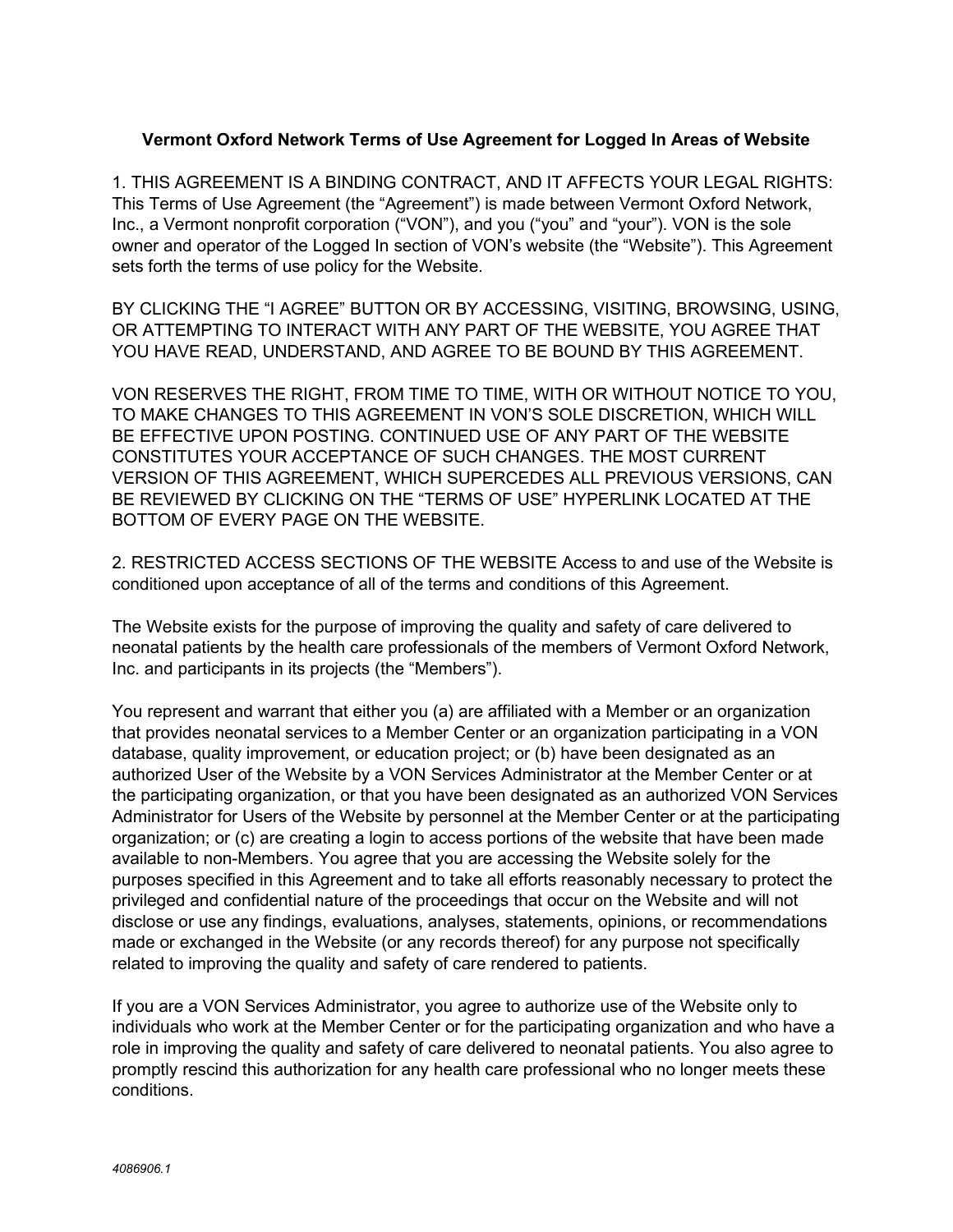**Vermont Oxford Network Terms of Use Agreement for Logged In Areas of Website**

1. THIS AGREEMENT IS A BINDING CONTRACT, AND IT AFFECTS YOUR LEGAL RIGHTS: This Terms of Use Agreement (the "Agreement") is made between Vermont Oxford Network, Inc., a Vermont nonprofit corporation ("VON"), and you ("you" and "your"). VON is the sole owner and operator of the Logged In section of VON's website (the "Website"). This Agreement sets forth the terms of use policy for the Website.

BY CLICKING THE "I AGREE" BUTTON OR BY ACCESSING, VISITING, BROWSING, USING, OR ATTEMPTING TO INTERACT WITH ANY PART OF THE WEBSITE, YOU AGREE THAT YOU HAVE READ, UNDERSTAND, AND AGREE TO BE BOUND BY THIS AGREEMENT.

VON RESERVES THE RIGHT, FROM TIME TO TIME, WITH OR WITHOUT NOTICE TO YOU, TO MAKE CHANGES TO THIS AGREEMENT IN VON'S SOLE DISCRETION, WHICH WILL BE EFFECTIVE UPON POSTING. CONTINUED USE OF ANY PART OF THE WEBSITE CONSTITUTES YOUR ACCEPTANCE OF SUCH CHANGES. THE MOST CURRENT VERSION OF THIS AGREEMENT, WHICH SUPERCEDES ALL PREVIOUS VERSIONS, CAN BE REVIEWED BY CLICKING ON THE "TERMS OF USE" HYPERLINK LOCATED AT THE BOTTOM OF EVERY PAGE ON THE WEBSITE.

2. RESTRICTED ACCESS SECTIONS OF THE WEBSITE Access to and use of the Website is conditioned upon acceptance of all of the terms and conditions of this Agreement.

The Website exists for the purpose of improving the quality and safety of care delivered to neonatal patients by the health care professionals of the members of Vermont Oxford Network, Inc. and participants in its projects (the "Members").

You represent and warrant that either you (a) are affiliated with a Member or an organization that provides neonatal services to a Member Center or an organization participating in a VON database, quality improvement, or education project; or (b) have been designated as an authorized User of the Website by a VON Services Administrator at the Member Center or at the participating organization, or that you have been designated as an authorized VON Services Administrator for Users of the Website by personnel at the Member Center or at the participating organization; or (c) are creating a login to access portions of the website that have been made available to non-Members. You agree that you are accessing the Website solely for the purposes specified in this Agreement and to take all efforts reasonably necessary to protect the privileged and confidential nature of the proceedings that occur on the Website and will not disclose or use any findings, evaluations, analyses, statements, opinions, or recommendations made or exchanged in the Website (or any records thereof) for any purpose not specifically related to improving the quality and safety of care rendered to patients.

If you are a VON Services Administrator, you agree to authorize use of the Website only to individuals who work at the Member Center or for the participating organization and who have a role in improving the quality and safety of care delivered to neonatal patients. You also agree to promptly rescind this authorization for any health care professional who no longer meets these conditions.

*4086906.1*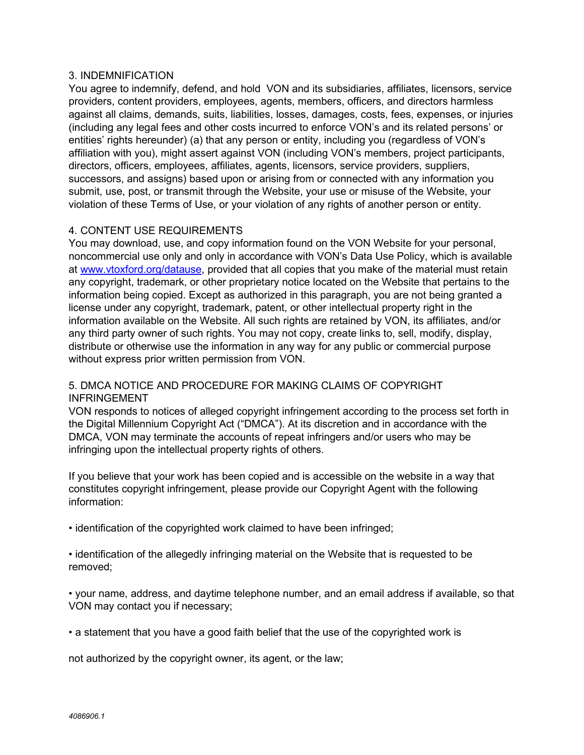## 3. INDEMNIFICATION

You agree to indemnify, defend, and hold VON and its subsidiaries, affiliates, licensors, service providers, content providers, employees, agents, members, officers, and directors harmless against all claims, demands, suits, liabilities, losses, damages, costs, fees, expenses, or injuries (including any legal fees and other costs incurred to enforce VON's and its related persons' or entities' rights hereunder) (a) that any person or entity, including you (regardless of VON's affiliation with you), might assert against VON (including VON's members, project participants, directors, officers, employees, affiliates, agents, licensors, service providers, suppliers, successors, and assigns) based upon or arising from or connected with any information you submit, use, post, or transmit through the Website, your use or misuse of the Website, your violation of these Terms of Use, or your violation of any rights of another person or entity.

## 4. CONTENT USE REQUIREMENTS

You may download, use, and copy information found on the VON Website for your personal, noncommercial use only and only in accordance with VON's Data Use Policy, which is available at [www.vtoxford.org/datause](http://www.vtoxford.org/datause), provided that all copies that you make of the material must retain any copyright, trademark, or other proprietary notice located on the Website that pertains to the information being copied. Except as authorized in this paragraph, you are not being granted a license under any copyright, trademark, patent, or other intellectual property right in the information available on the Website. All such rights are retained by VON, its affiliates, and/or any third party owner of such rights. You may not copy, create links to, sell, modify, display, distribute or otherwise use the information in any way for any public or commercial purpose without express prior written permission from VON.

## 5. DMCA NOTICE AND PROCEDURE FOR MAKING CLAIMS OF COPYRIGHT INFRINGEMENT

VON responds to notices of alleged copyright infringement according to the process set forth in the Digital Millennium Copyright Act ("DMCA"). At its discretion and in accordance with the DMCA, VON may terminate the accounts of repeat infringers and/or users who may be infringing upon the intellectual property rights of others.

If you believe that your work has been copied and is accessible on the website in a way that constitutes copyright infringement, please provide our Copyright Agent with the following information:

- identification of the copyrighted work claimed to have been infringed;

- identification of the allegedly infringing material on the Website that is requested to be removed;

- your name, address, and daytime telephone number, and an email address if available, so that VON may contact you if necessary;

- a statement that you have a good faith belief that the use of the copyrighted work is not authorized by the copyright owner, its agent, or the law;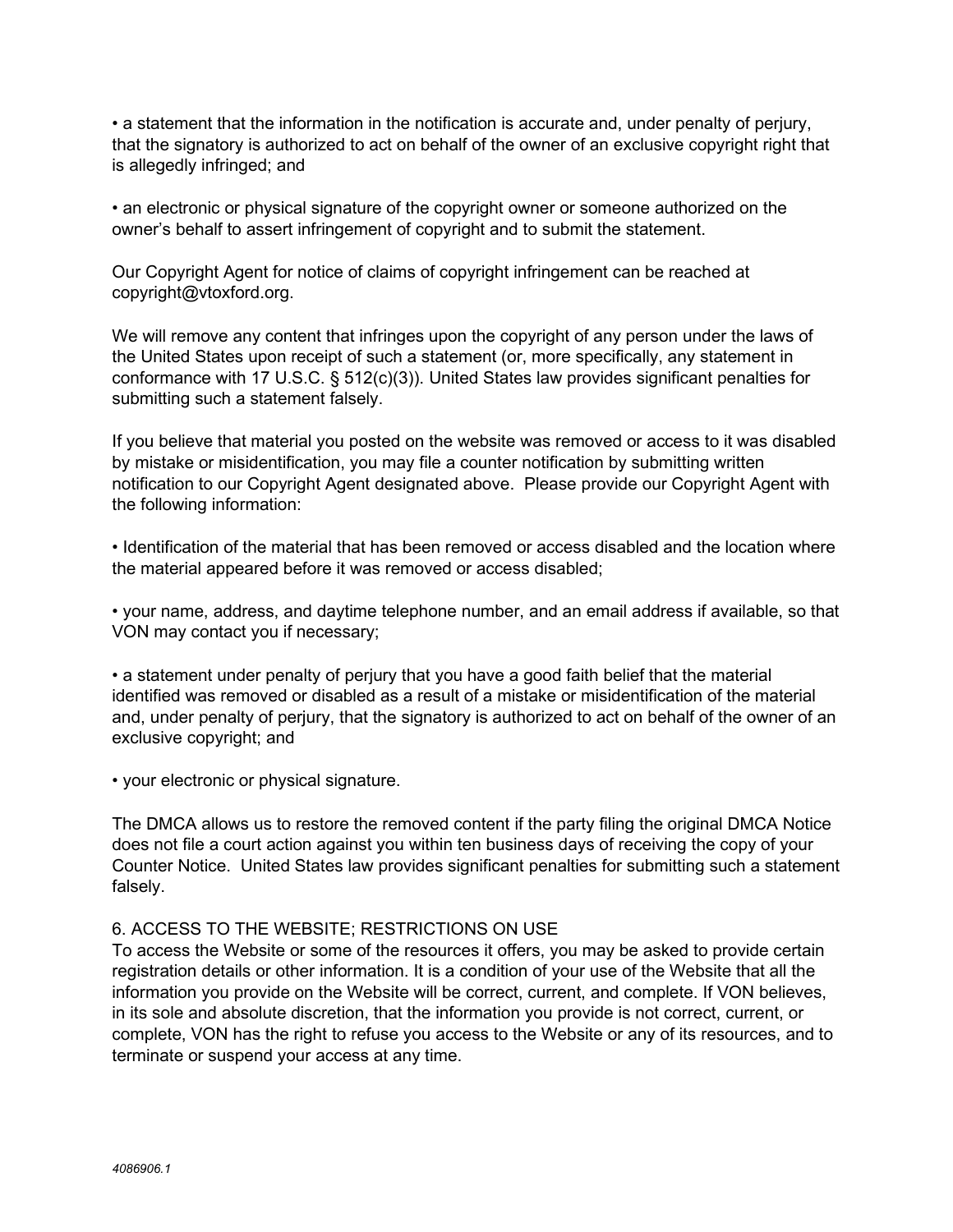- a statement that the information in the notification is accurate and, under penalty of perjury, that the signatory is authorized to act on behalf of the owner of an exclusive copyright right that is allegedly infringed; and

- an electronic or physical signature of the copyright owner or someone authorized on the owner's behalf to assert infringement of copyright and to submit the statement.

Our Copyright Agent for notice of claims of copyright infringement can be reached at copyright@vtoxford.org.

We will remove any content that infringes upon the copyright of any person under the laws of the United States upon receipt of such a statement (or, more specifically, any statement in conformance with 17 U.S.C. § 512(c)(3)). United States law provides significant penalties for submitting such a statement falsely.

If you believe that material you posted on the website was removed or access to it was disabled by mistake or misidentification, you may file a counter notification by submitting written notification to our Copyright Agent designated above. Please provide our Copyright Agent with the following information:

- Identification of the material that has been removed or access disabled and the location where the material appeared before it was removed or access disabled;

- your name, address, and daytime telephone number, and an email address if available, so that VON may contact you if necessary;

- a statement under penalty of perjury that you have a good faith belief that the material identified was removed or disabled as a result of a mistake or misidentification of the material and, under penalty of perjury, that the signatory is authorized to act on behalf of the owner of an exclusive copyright; and

- your electronic or physical signature.

The DMCA allows us to restore the removed content if the party filing the original DMCA Notice does not file a court action against you within ten business days of receiving the copy of your Counter Notice. United States law provides significant penalties for submitting such a statement falsely.

## 6. ACCESS TO THE WEBSITE; RESTRICTIONS ON USE

To access the Website or some of the resources it offers, you may be asked to provide certain registration details or other information. It is a condition of your use of the Website that all the information you provide on the Website will be correct, current, and complete. If VON believes, in its sole and absolute discretion, that the information you provide is not correct, current, or complete, VON has the right to refuse you access to the Website or any of its resources, and to terminate or suspend your access at any time.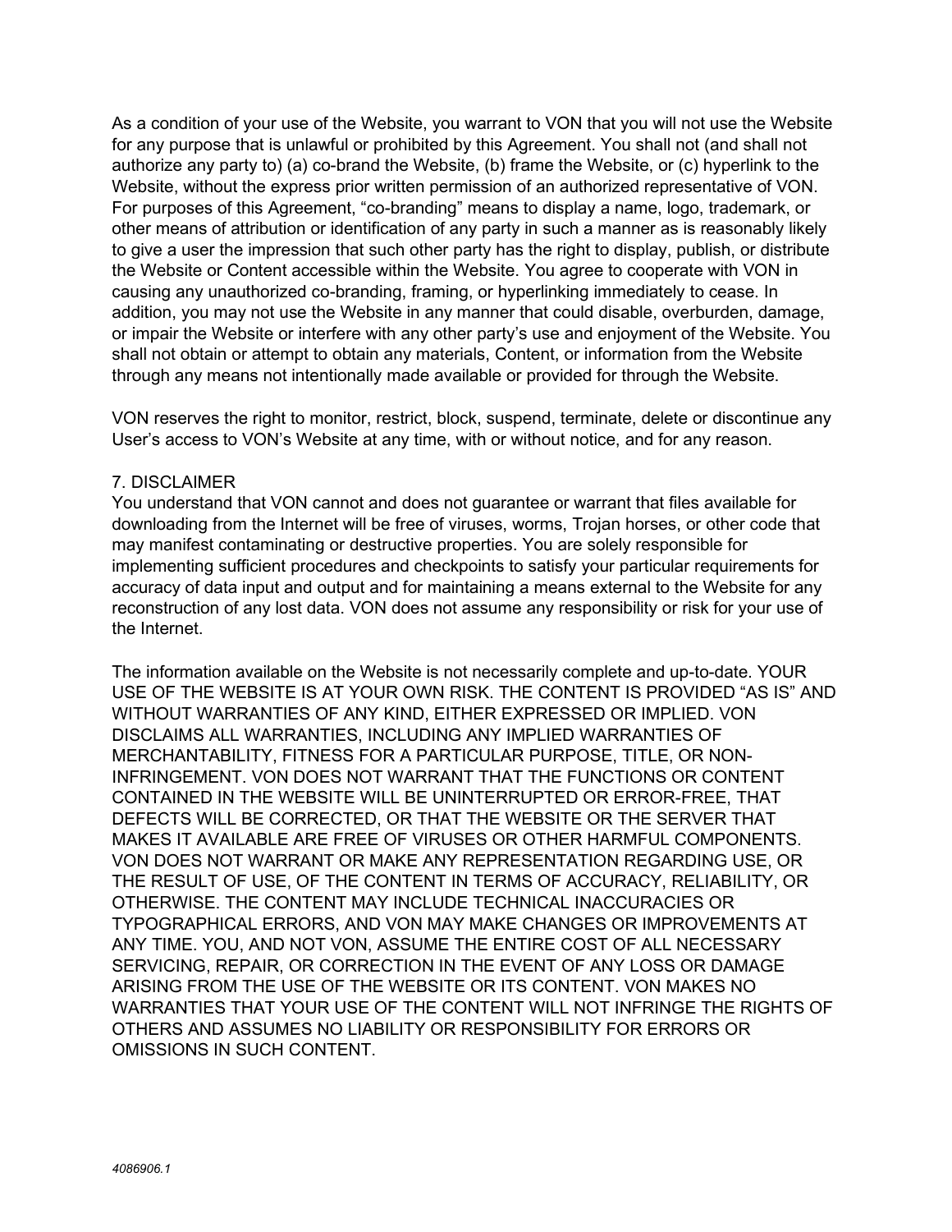As a condition of your use of the Website, you warrant to VON that you will not use the Website for any purpose that is unlawful or prohibited by this Agreement. You shall not (and shall not authorize any party to) (a) co-brand the Website, (b) frame the Website, or (c) hyperlink to the Website, without the express prior written permission of an authorized representative of VON. For purposes of this Agreement, "co-branding" means to display a name, logo, trademark, or other means of attribution or identification of any party in such a manner as is reasonably likely to give a user the impression that such other party has the right to display, publish, or distribute the Website or Content accessible within the Website. You agree to cooperate with VON in causing any unauthorized co-branding, framing, or hyperlinking immediately to cease. In addition, you may not use the Website in any manner that could disable, overburden, damage, or impair the Website or interfere with any other party's use and enjoyment of the Website. You shall not obtain or attempt to obtain any materials, Content, or information from the Website through any means not intentionally made available or provided for through the Website.

VON reserves the right to monitor, restrict, block, suspend, terminate, delete or discontinue any User's access to VON's Website at any time, with or without notice, and for any reason.

## 7. DISCLAIMER

You understand that VON cannot and does not guarantee or warrant that files available for downloading from the Internet will be free of viruses, worms, Trojan horses, or other code that may manifest contaminating or destructive properties. You are solely responsible for implementing sufficient procedures and checkpoints to satisfy your particular requirements for accuracy of data input and output and for maintaining a means external to the Website for any reconstruction of any lost data. VON does not assume any responsibility or risk for your use of the Internet.

The information available on the Website is not necessarily complete and up-to-date. YOUR USE OF THE WEBSITE IS AT YOUR OWN RISK. THE CONTENT IS PROVIDED "AS IS" AND WITHOUT WARRANTIES OF ANY KIND, EITHER EXPRESSED OR IMPLIED. VON DISCLAIMS ALL WARRANTIES, INCLUDING ANY IMPLIED WARRANTIES OF MERCHANTABILITY, FITNESS FOR A PARTICULAR PURPOSE, TITLE, OR NON-INFRINGEMENT. VON DOES NOT WARRANT THAT THE FUNCTIONS OR CONTENT CONTAINED IN THE WEBSITE WILL BE UNINTERRUPTED OR ERROR-FREE, THAT DEFECTS WILL BE CORRECTED, OR THAT THE WEBSITE OR THE SERVER THAT MAKES IT AVAILABLE ARE FREE OF VIRUSES OR OTHER HARMFUL COMPONENTS. VON DOES NOT WARRANT OR MAKE ANY REPRESENTATION REGARDING USE, OR THE RESULT OF USE, OF THE CONTENT IN TERMS OF ACCURACY, RELIABILITY, OR OTHERWISE. THE CONTENT MAY INCLUDE TECHNICAL INACCURACIES OR TYPOGRAPHICAL ERRORS, AND VON MAY MAKE CHANGES OR IMPROVEMENTS AT ANY TIME. YOU, AND NOT VON, ASSUME THE ENTIRE COST OF ALL NECESSARY SERVICING, REPAIR, OR CORRECTION IN THE EVENT OF ANY LOSS OR DAMAGE ARISING FROM THE USE OF THE WEBSITE OR ITS CONTENT. VON MAKES NO WARRANTIES THAT YOUR USE OF THE CONTENT WILL NOT INFRINGE THE RIGHTS OF OTHERS AND ASSUMES NO LIABILITY OR RESPONSIBILITY FOR ERRORS OR OMISSIONS IN SUCH CONTENT.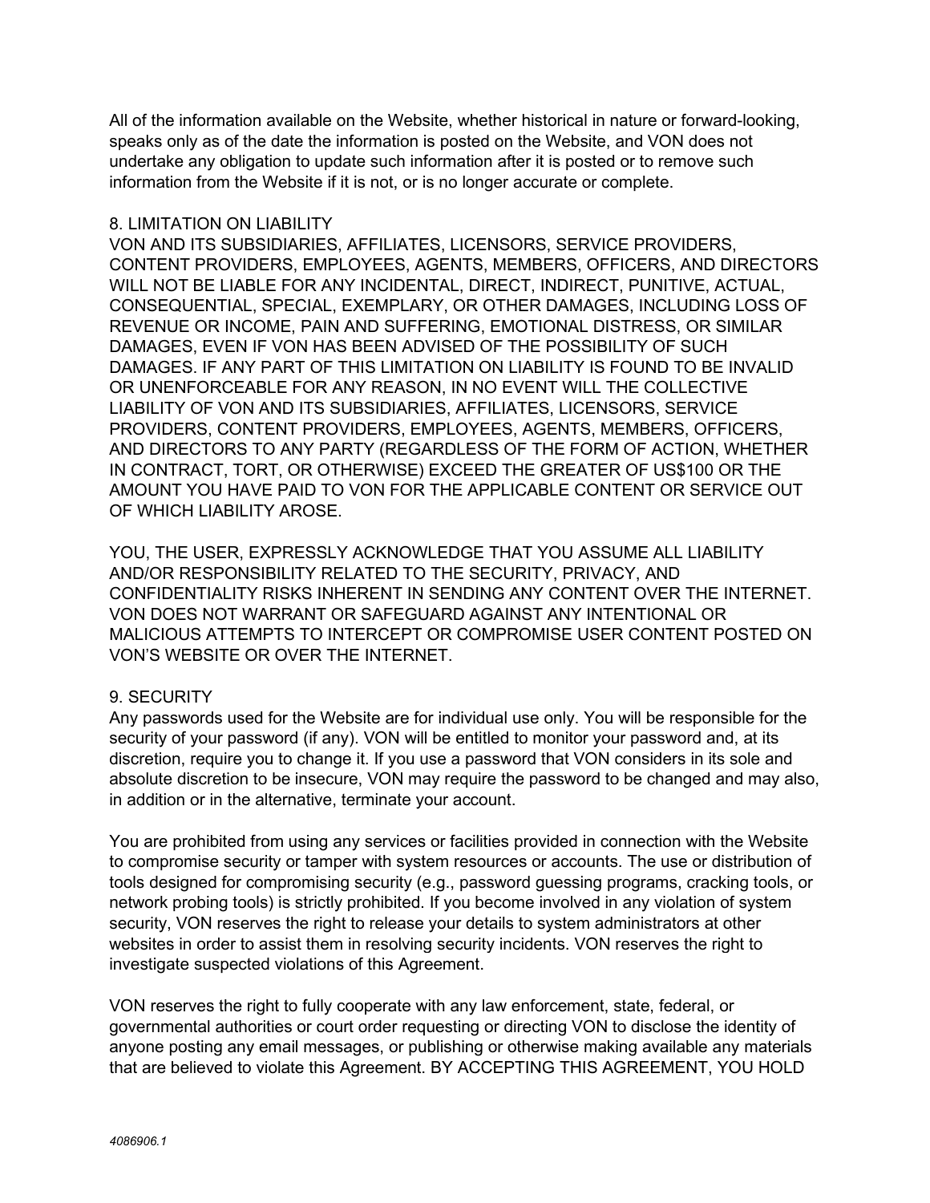All of the information available on the Website, whether historical in nature or forward-looking, speaks only as of the date the information is posted on the Website, and VON does not undertake any obligation to update such information after it is posted or to remove such information from the Website if it is not, or is no longer accurate or complete.

## 8. LIMITATION ON LIABILITY

VON AND ITS SUBSIDIARIES, AFFILIATES, LICENSORS, SERVICE PROVIDERS, CONTENT PROVIDERS, EMPLOYEES, AGENTS, MEMBERS, OFFICERS, AND DIRECTORS WILL NOT BE LIABLE FOR ANY INCIDENTAL, DIRECT, INDIRECT, PUNITIVE, ACTUAL, CONSEQUENTIAL, SPECIAL, EXEMPLARY, OR OTHER DAMAGES, INCLUDING LOSS OF REVENUE OR INCOME, PAIN AND SUFFERING, EMOTIONAL DISTRESS, OR SIMILAR DAMAGES, EVEN IF VON HAS BEEN ADVISED OF THE POSSIBILITY OF SUCH DAMAGES. IF ANY PART OF THIS LIMITATION ON LIABILITY IS FOUND TO BE INVALID OR UNENFORCEABLE FOR ANY REASON, IN NO EVENT WILL THE COLLECTIVE LIABILITY OF VON AND ITS SUBSIDIARIES, AFFILIATES, LICENSORS, SERVICE PROVIDERS, CONTENT PROVIDERS, EMPLOYEES, AGENTS, MEMBERS, OFFICERS, AND DIRECTORS TO ANY PARTY (REGARDLESS OF THE FORM OF ACTION, WHETHER IN CONTRACT, TORT, OR OTHERWISE) EXCEED THE GREATER OF US$100 OR THE AMOUNT YOU HAVE PAID TO VON FOR THE APPLICABLE CONTENT OR SERVICE OUT OF WHICH LIABILITY AROSE.

YOU, THE USER, EXPRESSLY ACKNOWLEDGE THAT YOU ASSUME ALL LIABILITY AND/OR RESPONSIBILITY RELATED TO THE SECURITY, PRIVACY, AND CONFIDENTIALITY RISKS INHERENT IN SENDING ANY CONTENT OVER THE INTERNET. VON DOES NOT WARRANT OR SAFEGUARD AGAINST ANY INTENTIONAL OR MALICIOUS ATTEMPTS TO INTERCEPT OR COMPROMISE USER CONTENT POSTED ON VON'S WEBSITE OR OVER THE INTERNET.

## 9. SECURITY

Any passwords used for the Website are for individual use only. You will be responsible for the security of your password (if any). VON will be entitled to monitor your password and, at its discretion, require you to change it. If you use a password that VON considers in its sole and absolute discretion to be insecure, VON may require the password to be changed and may also, in addition or in the alternative, terminate your account.

You are prohibited from using any services or facilities provided in connection with the Website to compromise security or tamper with system resources or accounts. The use or distribution of tools designed for compromising security (e.g., password guessing programs, cracking tools, or network probing tools) is strictly prohibited. If you become involved in any violation of system security, VON reserves the right to release your details to system administrators at other websites in order to assist them in resolving security incidents. VON reserves the right to investigate suspected violations of this Agreement.

VON reserves the right to fully cooperate with any law enforcement, state, federal, or governmental authorities or court order requesting or directing VON to disclose the identity of anyone posting any email messages, or publishing or otherwise making available any materials that are believed to violate this Agreement. BY ACCEPTING THIS AGREEMENT, YOU HOLD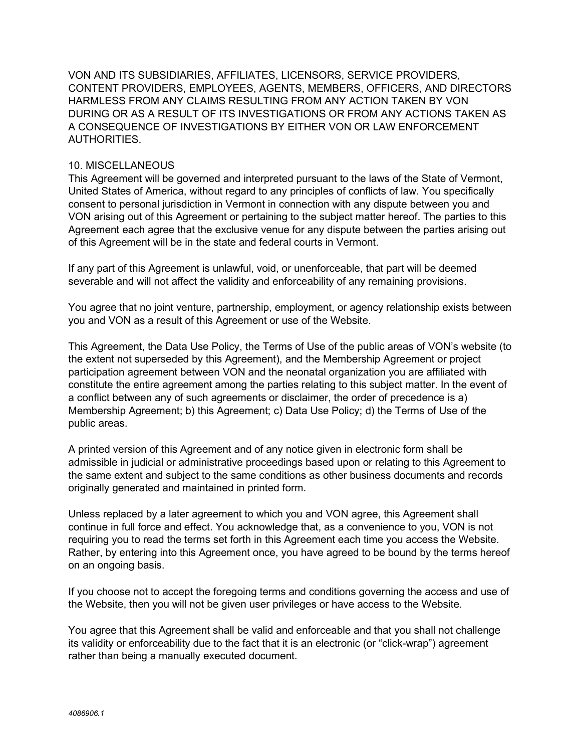VON AND ITS SUBSIDIARIES, AFFILIATES, LICENSORS, SERVICE PROVIDERS, CONTENT PROVIDERS, EMPLOYEES, AGENTS, MEMBERS, OFFICERS, AND DIRECTORS HARMLESS FROM ANY CLAIMS RESULTING FROM ANY ACTION TAKEN BY VON DURING OR AS A RESULT OF ITS INVESTIGATIONS OR FROM ANY ACTIONS TAKEN AS A CONSEQUENCE OF INVESTIGATIONS BY EITHER VON OR LAW ENFORCEMENT AUTHORITIES.

## 10. MISCELLANEOUS

This Agreement will be governed and interpreted pursuant to the laws of the State of Vermont, United States of America, without regard to any principles of conflicts of law. You specifically consent to personal jurisdiction in Vermont in connection with any dispute between you and VON arising out of this Agreement or pertaining to the subject matter hereof. The parties to this Agreement each agree that the exclusive venue for any dispute between the parties arising out of this Agreement will be in the state and federal courts in Vermont.

If any part of this Agreement is unlawful, void, or unenforceable, that part will be deemed severable and will not affect the validity and enforceability of any remaining provisions.

You agree that no joint venture, partnership, employment, or agency relationship exists between you and VON as a result of this Agreement or use of the Website.

This Agreement, the Data Use Policy, the Terms of Use of the public areas of VON's website (to the extent not superseded by this Agreement), and the Membership Agreement or project participation agreement between VON and the neonatal organization you are affiliated with constitute the entire agreement among the parties relating to this subject matter. In the event of a conflict between any of such agreements or disclaimer, the order of precedence is a) Membership Agreement; b) this Agreement; c) Data Use Policy; d) the Terms of Use of the public areas.

A printed version of this Agreement and of any notice given in electronic form shall be admissible in judicial or administrative proceedings based upon or relating to this Agreement to the same extent and subject to the same conditions as other business documents and records originally generated and maintained in printed form.

Unless replaced by a later agreement to which you and VON agree, this Agreement shall continue in full force and effect. You acknowledge that, as a convenience to you, VON is not requiring you to read the terms set forth in this Agreement each time you access the Website. Rather, by entering into this Agreement once, you have agreed to be bound by the terms hereof on an ongoing basis.

If you choose not to accept the foregoing terms and conditions governing the access and use of the Website, then you will not be given user privileges or have access to the Website.

You agree that this Agreement shall be valid and enforceable and that you shall not challenge its validity or enforceability due to the fact that it is an electronic (or "click-wrap") agreement rather than being a manually executed document.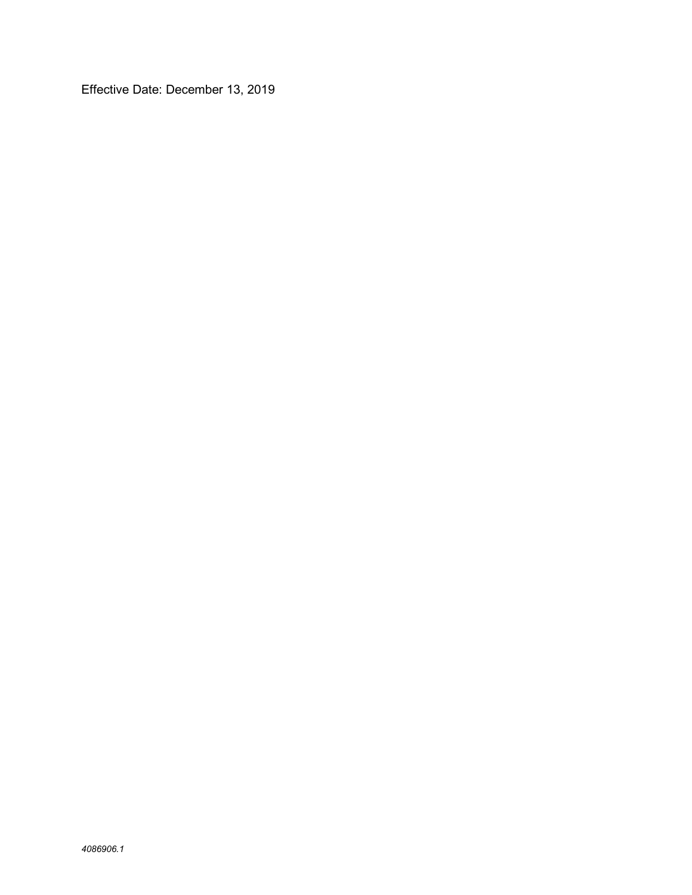Effective Date: December 13, 2019

*4086906.1*